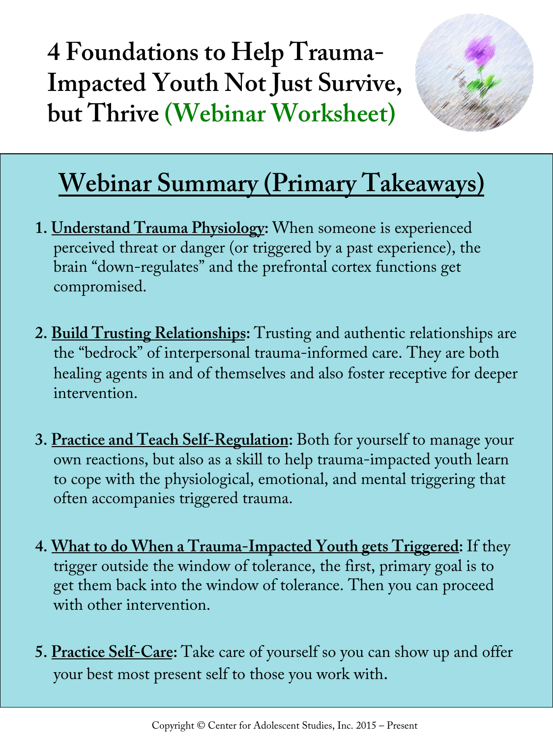# 4 Foundations to Help Trauma-Impacted Youth Not Just Survive, but Thrive (Webinar Worksheet)

## Webinar Summary (Primary Takeaways)

1. **Understand Trauma Physiology:** When someone is experienced perceived threat or danger (or triggered by a past experience), the brain "down-regulates" and the prefrontal cortex functions get compromised.

2. **Build Trusting Relationships:** Trusting and authentic relationships are the "bedrock" of interpersonal trauma-informed care. They are both healing agents in and of themselves and also foster receptive for deeper intervention.

3. **Practice and Teach Self-Regulation:** Both for yourself to manage your own reactions, but also as a skill to help trauma-impacted youth learn to cope with the physiological, emotional, and mental triggering that often accompanies triggered trauma.

4. **What to do When a Trauma-Impacted Youth gets Triggered:** If they trigger outside the window of tolerance, the first, primary goal is to get them back into the window of tolerance. Then you can proceed with other intervention.

5. **Practice Self-Care:** Take care of yourself so you can show up and offer your best most present self to those you work with.

Copyright © Center for Adolescent Studies, Inc. 2015 – Present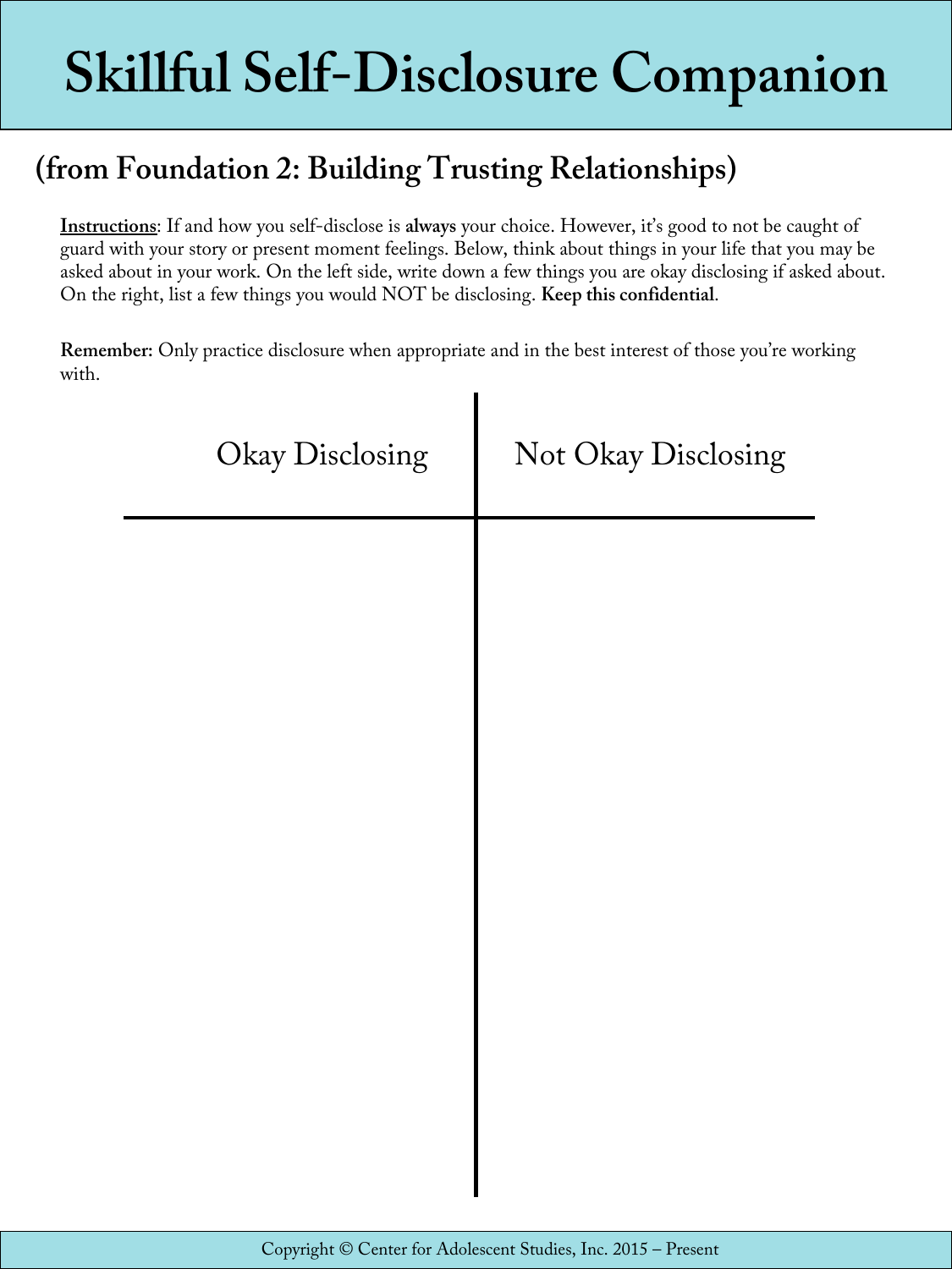# Skillful Self-Disclosure Companion

## (from Foundation 2: Building Trusting Relationships)

**<u>Instructions</u>**: If and how you self-disclose is **always** your choice. However, it's good to not be caught of guard with your story or present moment feelings. Below, think about things in your life that you may be asked about in your work. On the left side, write down a few things you are okay disclosing if asked about. On the right, list a few things you would NOT be disclosing. **Keep this confidential**.

**Remember:** Only practice disclosure when appropriate and in the best interest of those you're working with.

| Okay Disclosing | Not Okay Disclosing |
| --- | --- |
| | |

Copyright © Center for Adolescent Studies, Inc. 2015 – Present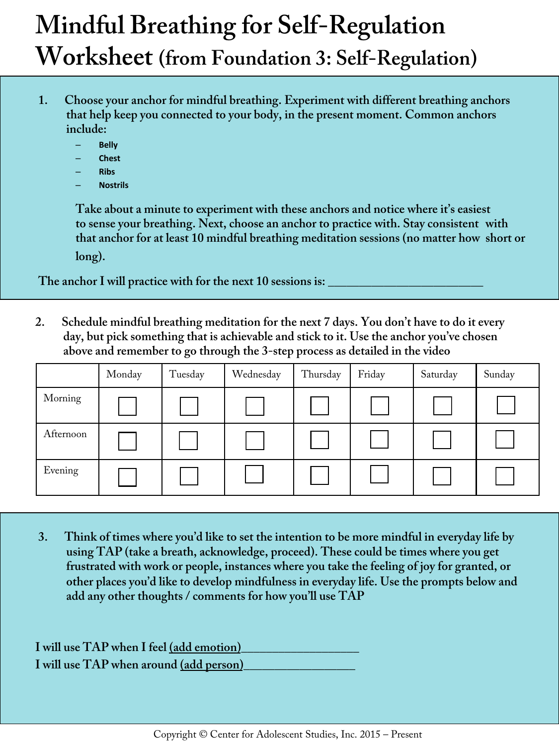# Mindful Breathing for Self-Regulation Worksheet (from Foundation 3: Self-Regulation)

1. **Choose your anchor for mindful breathing. Experiment with different breathing anchors that help keep you connected to your body, in the present moment. Common anchors include:**
   - **Belly**
   - **Chest**
   - **Ribs**
   - **Nostrils**

   **Take about a minute to experiment with these anchors and notice where it's easiest to sense your breathing. Next, choose an anchor to practice with. Stay consistent with that anchor for at least 10 mindful breathing meditation sessions (no matter how short or long).**

**The anchor I will practice with for the next 10 sessions is: ________________________**

2. **Schedule mindful breathing meditation for the next 7 days. You don't have to do it every day, but pick something that is achievable and stick to it. Use the anchor you've chosen above and remember to go through the 3-step process as detailed in the video**

| | Monday | Tuesday | Wednesday | Thursday | Friday | Saturday | Sunday |
|---|---|---|---|---|---|---|---|
| Morning | ☐ | ☐ | ☐ | ☐ | ☐ | ☐ | ☐ |
| Afternoon | ☐ | ☐ | ☐ | ☐ | ☐ | ☐ | ☐ |
| Evening | ☐ | ☐ | ☐ | ☐ | ☐ | ☐ | ☐ |

3. **Think of times where you'd like to set the intention to be more mindful in everyday life by using TAP (take a breath, acknowledge, proceed). These could be times where you get frustrated with work or people, instances where you take the feeling of joy for granted, or other places you'd like to develop mindfulness in everyday life. Use the prompts below and add any other thoughts / comments for how you'll use TAP**

**I will use TAP when I feel (add emotion)___________________**

**I will use TAP when around (add person)_________________**

Copyright © Center for Adolescent Studies, Inc. 2015 – Present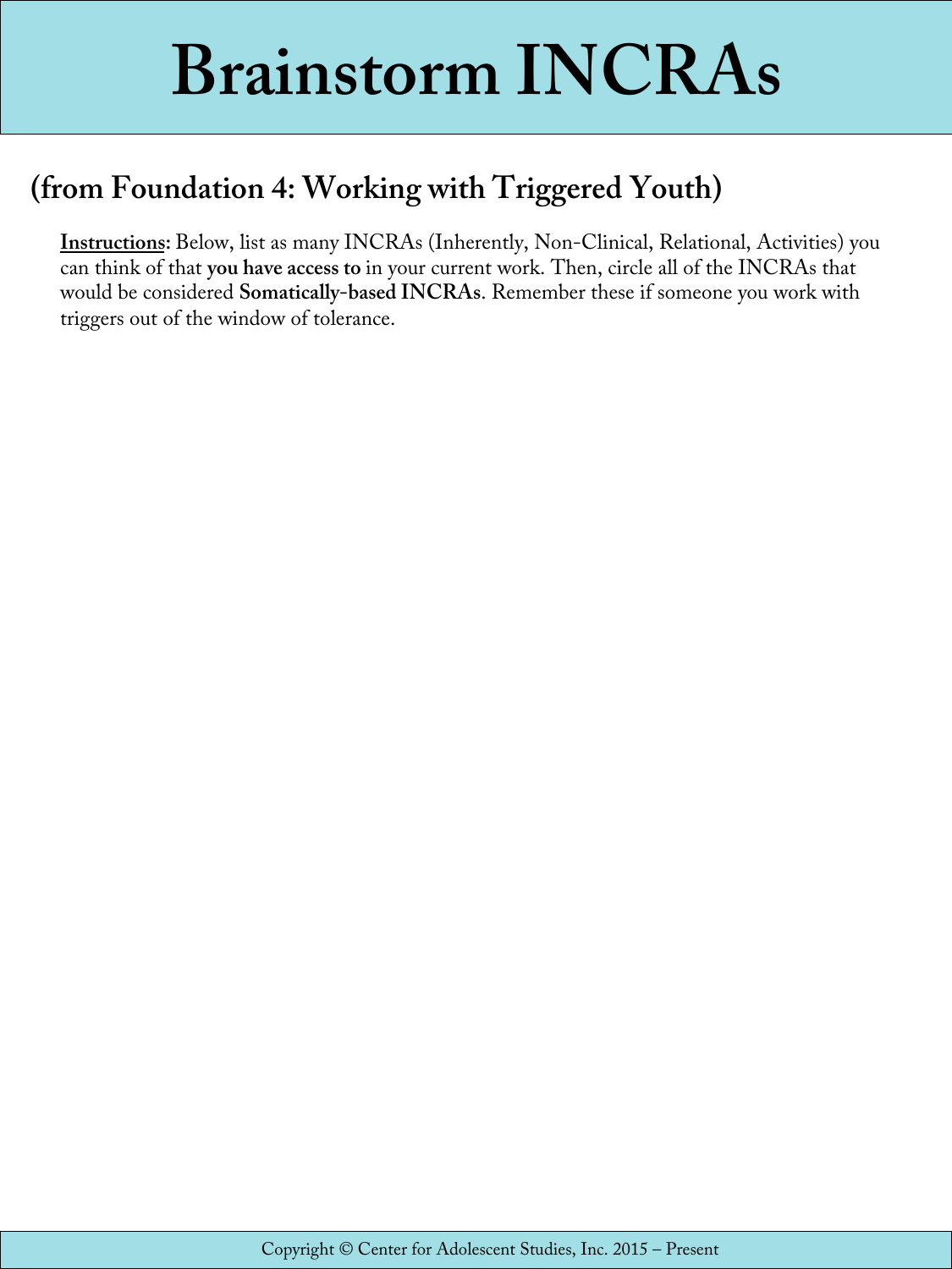# Brainstorm INCRAs

## (from Foundation 4: Working with Triggered Youth)

**Instructions:** Below, list as many INCRAs (Inherently, Non-Clinical, Relational, Activities) you can think of that **you have access to** in your current work. Then, circle all of the INCRAs that would be considered **Somatically-based INCRAs**. Remember these if someone you work with triggers out of the window of tolerance.

Copyright © Center for Adolescent Studies, Inc. 2015 – Present